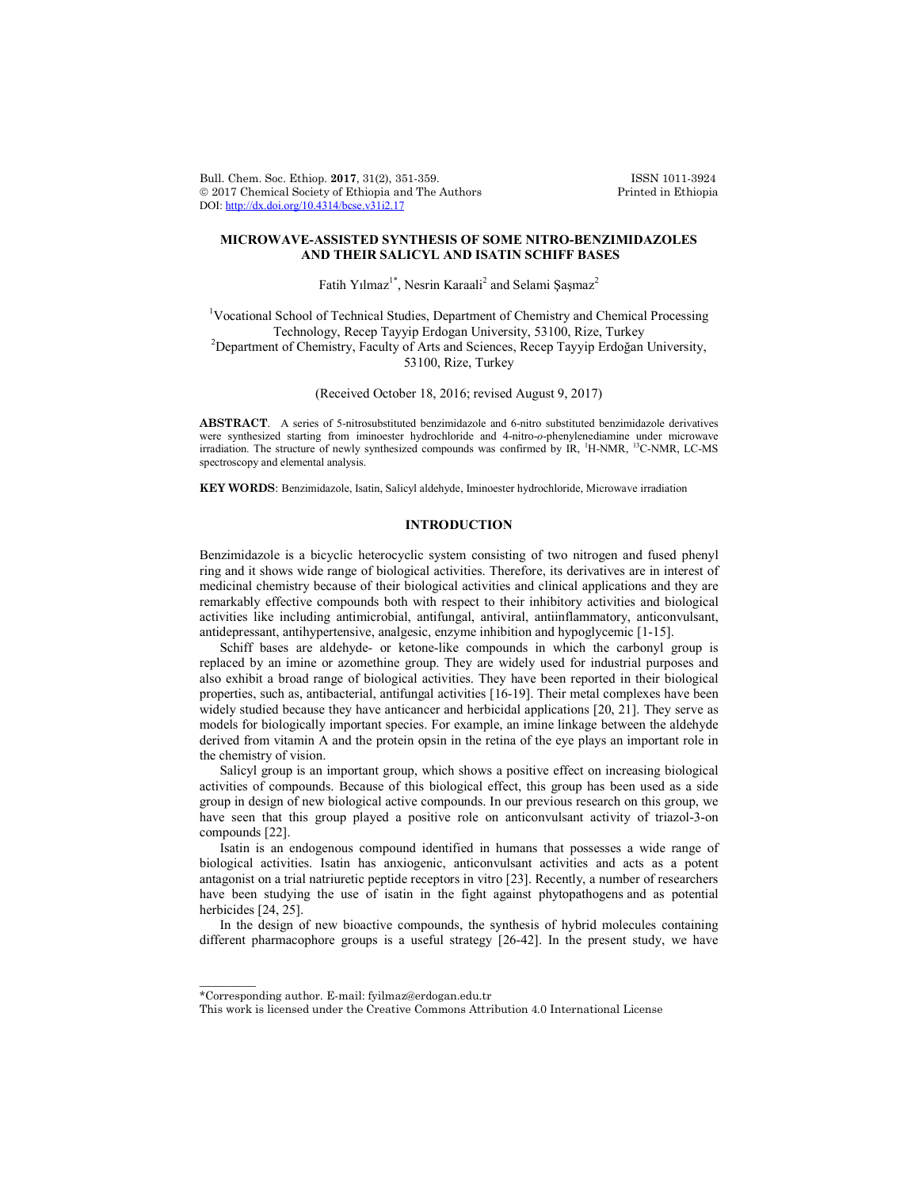# MICROWAVE-ASSISTED SYNTHESIS OF SOME NITRO-BENZIMIDAZOLES AND THEIR SALICYL AND ISATIN SCHIFF BASES

Fatih Yılmaz[1*], Nesrin Karaali[2] and Selami Şaşmaz[2]

[1]Vocational School of Technical Studies, Department of Chemistry and Chemical Processing Technology, Recep Tayyip Erdogan University, 53100, Rize, Turkey
[2]Department of Chemistry, Faculty of Arts and Sciences, Recep Tayyip Erdoğan University, 53100, Rize, Turkey

(Received October 18, 2016; revised August 9, 2017)

**ABSTRACT**. A series of 5-nitrosubstituted benzimidazole and 6-nitro substituted benzimidazole derivatives were synthesized starting from iminoester hydrochloride and 4-nitro-*o*-phenylenediamine under microwave irradiation. The structure of newly synthesized compounds was confirmed by IR, $^1$H-NMR, $^{13}$C-NMR, LC-MS spectroscopy and elemental analysis.

**KEY WORDS**: Benzimidazole, Isatin, Salicyl aldehyde, Iminoester hydrochloride, Microwave irradiation

## INTRODUCTION

Benzimidazole is a bicyclic heterocyclic system consisting of two nitrogen and fused phenyl ring and it shows wide range of biological activities. Therefore, its derivatives are in interest of medicinal chemistry because of their biological activities and clinical applications and they are remarkably effective compounds both with respect to their inhibitory activities and biological activities like including antimicrobial, antifungal, antiviral, antiinflammatory, anticonvulsant, antidepressant, antihypertensive, analgesic, enzyme inhibition and hypoglycemic [1-15].

Schiff bases are aldehyde- or ketone-like compounds in which the carbonyl group is replaced by an imine or azomethine group. They are widely used for industrial purposes and also exhibit a broad range of biological activities. They have been reported in their biological properties, such as, antibacterial, antifungal activities [16-19]. Their metal complexes have been widely studied because they have anticancer and herbicidal applications [20, 21]. They serve as models for biologically important species. For example, an imine linkage between the aldehyde derived from vitamin A and the protein opsin in the retina of the eye plays an important role in the chemistry of vision.

Salicyl group is an important group, which shows a positive effect on increasing biological activities of compounds. Because of this biological effect, this group has been used as a side group in design of new biological active compounds. In our previous research on this group, we have seen that this group played a positive role on anticonvulsant activity of triazol-3-on compounds [22].

Isatin is an endogenous compound identified in humans that possesses a wide range of biological activities. Isatin has anxiogenic, anticonvulsant activities and acts as a potent antagonist on a trial natriuretic peptide receptors in vitro [23]. Recently, a number of researchers have been studying the use of isatin in the fight against phytopathogens and as potential herbicides [24, 25].

In the design of new bioactive compounds, the synthesis of hybrid molecules containing different pharmacophore groups is a useful strategy [26-42]. In the present study, we have

*Corresponding author. E-mail: fyilmaz@erdogan.edu.tr
This work is licensed under the Creative Commons Attribution 4.0 International License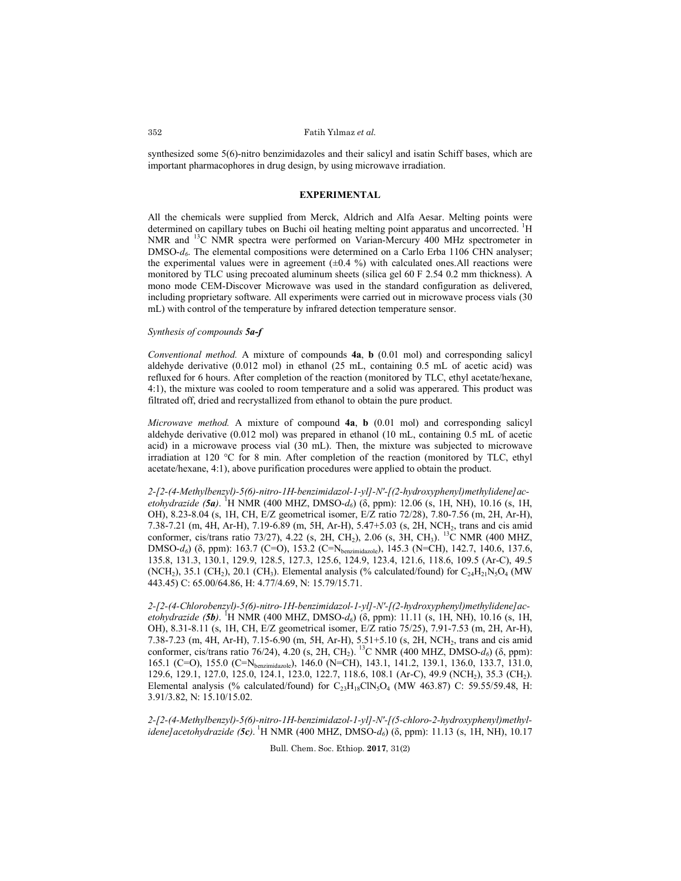synthesized some 5(6)-nitro benzimidazoles and their salicyl and isatin Schiff bases, which are important pharmacophores in drug design, by using microwave irradiation.

## EXPERIMENTAL

All the chemicals were supplied from Merck, Aldrich and Alfa Aesar. Melting points were determined on capillary tubes on Buchi oil heating melting point apparatus and uncorrected. $^{1}$H NMR and $^{13}$C NMR spectra were performed on Varian-Mercury 400 MHz spectrometer in DMSO-$d_6$. The elemental compositions were determined on a Carlo Erba 1106 CHN analyser; the experimental values were in agreement (±0.4 %) with calculated ones.All reactions were monitored by TLC using precoated aluminum sheets (silica gel 60 F 2.54 0.2 mm thickness). A mono mode CEM-Discover Microwave was used in the standard configuration as delivered, including proprietary software. All experiments were carried out in microwave process vials (30 mL) with control of the temperature by infrared detection temperature sensor.

### *Synthesis of compounds **5a-f***

*Conventional method.* A mixture of compounds **4a**, **b** (0.01 mol) and corresponding salicyl aldehyde derivative (0.012 mol) in ethanol (25 mL, containing 0.5 mL of acetic acid) was refluxed for 6 hours. After completion of the reaction (monitored by TLC, ethyl acetate/hexane, 4:1), the mixture was cooled to room temperature and a solid was apperared. This product was filtrated off, dried and recrystallized from ethanol to obtain the pure product.

*Microwave method.* A mixture of compound **4a**, **b** (0.01 mol) and corresponding salicyl aldehyde derivative (0.012 mol) was prepared in ethanol (10 mL, containing 0.5 mL of acetic acid) in a microwave process vial (30 mL). Then, the mixture was subjected to microwave irradiation at 120 °C for 8 min. After completion of the reaction (monitored by TLC, ethyl acetate/hexane, 4:1), above purification procedures were applied to obtain the product.

*2-[2-(4-Methylbenzyl)-5(6)-nitro-1H-benzimidazol-1-yl]-N′-[(2-hydroxyphenyl)methylidene]acetohydrazide (**5a**).* $^{1}$H NMR (400 MHZ, DMSO-$d_6$) (δ, ppm): 12.06 (s, 1H, NH), 10.16 (s, 1H, OH), 8.23-8.04 (s, 1H, CH, E/Z geometrical isomer, E/Z ratio 72/28), 7.80-7.56 (m, 2H, Ar-H), 7.38-7.21 (m, 4H, Ar-H), 7.19-6.89 (m, 5H, Ar-H), 5.47+5.03 (s, 2H, $NCH_2$, trans and cis amid conformer, cis/trans ratio 73/27), 4.22 (s, 2H, $CH_2$), 2.06 (s, 3H, $CH_3$). $^{13}$C NMR (400 MHZ, DMSO-$d_6$) (δ, ppm): 163.7 (C=O), 153.2 (C=$N_{benzimidazole}$), 145.3 (N=CH), 142.7, 140.6, 137.6, 135.8, 131.3, 130.1, 129.9, 128.5, 127.3, 125.6, 124.9, 123.4, 121.6, 118.6, 109.5 (Ar-C), 49.5 ($NCH_2$), 35.1 ($CH_2$), 20.1 ($CH_3$). Elemental analysis (% calculated/found) for $C_{24}H_{21}N_5O_4$ (MW 443.45) C: 65.00/64.86, H: 4.77/4.69, N: 15.79/15.71.

*2-[2-(4-Chlorobenzyl)-5(6)-nitro-1H-benzimidazol-1-yl]-N′-[(2-hydroxyphenyl)methylidene]acetohydrazide (**5b**).* $^{1}$H NMR (400 MHZ, DMSO-$d_6$) (δ, ppm): 11.11 (s, 1H, NH), 10.16 (s, 1H, OH), 8.31-8.11 (s, 1H, CH, E/Z geometrical isomer, E/Z ratio 75/25), 7.91-7.53 (m, 2H, Ar-H), 7.38-7.23 (m, 4H, Ar-H), 7.15-6.90 (m, 5H, Ar-H), 5.51+5.10 (s, 2H, $NCH_2$, trans and cis amid conformer, cis/trans ratio 76/24), 4.20 (s, 2H, $CH_2$). $^{13}$C NMR (400 MHZ, DMSO-$d_6$) (δ, ppm): 165.1 (C=O), 155.0 (C=$N_{benzimidazole}$), 146.0 (N=CH), 143.1, 141.2, 139.1, 136.0, 133.7, 131.0, 129.6, 129.1, 127.0, 125.0, 124.1, 123.0, 122.7, 118.6, 108.1 (Ar-C), 49.9 ($NCH_2$), 35.3 ($CH_2$). Elemental analysis (% calculated/found) for $C_{23}H_{18}ClN_5O_4$ (MW 463.87) C: 59.55/59.48, H: 3.91/3.82, N: 15.10/15.02.

*2-[2-(4-Methylbenzyl)-5(6)-nitro-1H-benzimidazol-1-yl]-N′-[(5-chloro-2-hydroxyphenyl)methylidene]acetohydrazide (**5c**).* $^{1}$H NMR (400 MHZ, DMSO-$d_6$) (δ, ppm): 11.13 (s, 1H, NH), 10.17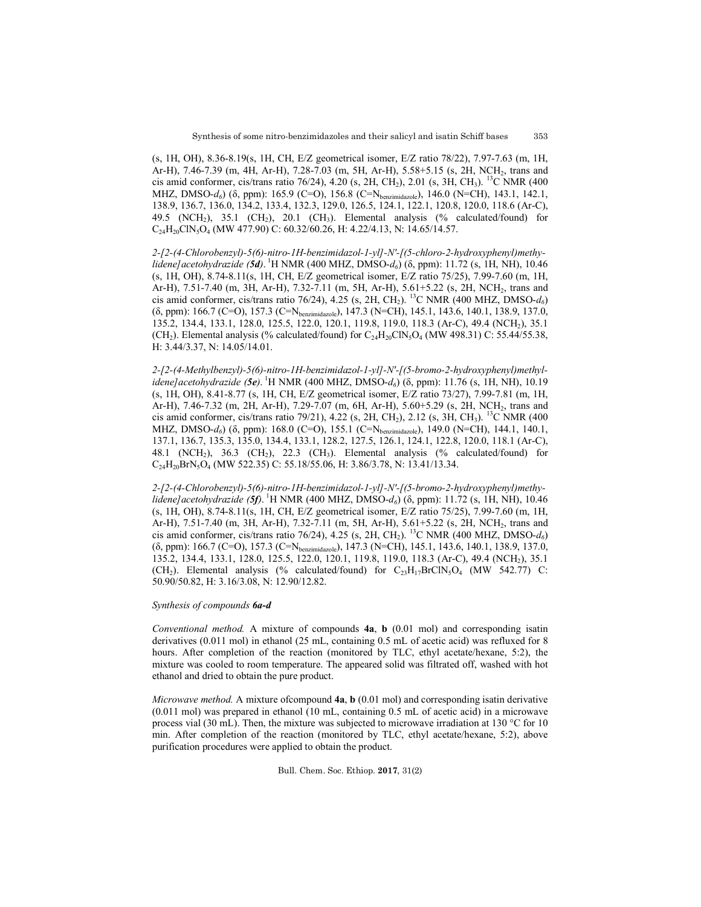(s, 1H, OH), 8.36-8.19(s, 1H, CH, E/Z geometrical isomer, E/Z ratio 78/22), 7.97-7.63 (m, 1H, Ar-H), 7.46-7.39 (m, 4H, Ar-H), 7.28-7.03 (m, 5H, Ar-H), 5.58+5.15 (s, 2H, $NCH_2$, trans and cis amid conformer, cis/trans ratio 76/24), 4.20 (s, 2H, $CH_2$), 2.01 (s, 3H, $CH_3$). $^{13}$C NMR (400 MHZ, DMSO-$d_6$) (δ, ppm): 165.9 (C=O), 156.8 (C=$N_{benzimidazole}$), 146.0 (N=CH), 143.1, 142.1, 138.9, 136.7, 136.0, 134.2, 133.4, 132.3, 129.0, 126.5, 124.1, 122.1, 120.8, 120.0, 118.6 (Ar-C), 49.5 ($NCH_2$), 35.1 ($CH_2$), 20.1 ($CH_3$). Elemental analysis (% calculated/found) for $C_{24}H_{20}ClN_5O_4$ (MW 477.90) C: 60.32/60.26, H: 4.22/4.13, N: 14.65/14.57.

*2-[2-(4-Chlorobenzyl)-5(6)-nitro-1H-benzimidazol-1-yl]-N'-[(5-chloro-2-hydroxyphenyl)methylidene]acetohydrazide (**5d**)*. $^{1}$H NMR (400 MHZ, DMSO-$d_6$) (δ, ppm): 11.72 (s, 1H, NH), 10.46 (s, 1H, OH), 8.74-8.11(s, 1H, CH, E/Z geometrical isomer, E/Z ratio 75/25), 7.99-7.60 (m, 1H, Ar-H), 7.51-7.40 (m, 3H, Ar-H), 7.32-7.11 (m, 5H, Ar-H), 5.61+5.22 (s, 2H, $NCH_2$, trans and cis amid conformer, cis/trans ratio 76/24), 4.25 (s, 2H, $CH_2$). $^{13}$C NMR (400 MHZ, DMSO-$d_6$) (δ, ppm): 166.7 (C=O), 157.3 (C=$N_{benzimidazole}$), 147.3 (N=CH), 145.1, 143.6, 140.1, 138.9, 137.0, 135.2, 134.4, 133.1, 128.0, 125.5, 122.0, 120.1, 119.8, 119.0, 118.3 (Ar-C), 49.4 ($NCH_2$), 35.1 ($CH_2$). Elemental analysis (% calculated/found) for $C_{24}H_{20}ClN_5O_4$ (MW 498.31) C: 55.44/55.38, H: 3.44/3.37, N: 14.05/14.01.

*2-[2-(4-Methylbenzyl)-5(6)-nitro-1H-benzimidazol-1-yl]-N'-[(5-bromo-2-hydroxyphenyl)methylidene]acetohydrazide (**5e**)*. $^{1}$H NMR (400 MHZ, DMSO-$d_6$) (δ, ppm): 11.76 (s, 1H, NH), 10.19 (s, 1H, OH), 8.41-8.77 (s, 1H, CH, E/Z geometrical isomer, E/Z ratio 73/27), 7.99-7.81 (m, 1H, Ar-H), 7.46-7.32 (m, 2H, Ar-H), 7.29-7.07 (m, 6H, Ar-H), 5.60+5.29 (s, 2H, $NCH_2$, trans and cis amid conformer, cis/trans ratio 79/21), 4.22 (s, 2H, $CH_2$), 2.12 (s, 3H, $CH_3$). $^{13}$C NMR (400 MHZ, DMSO-$d_6$) (δ, ppm): 168.0 (C=O), 155.1 (C=$N_{benzimidazole}$), 149.0 (N=CH), 144.1, 140.1, 137.1, 136.7, 135.3, 135.0, 134.4, 133.1, 128.2, 127.5, 126.1, 124.1, 122.8, 120.0, 118.1 (Ar-C), 48.1 ($NCH_2$), 36.3 ($CH_2$), 22.3 ($CH_3$). Elemental analysis (% calculated/found) for $C_{24}H_{20}BrN_5O_4$ (MW 522.35) C: 55.18/55.06, H: 3.86/3.78, N: 13.41/13.34.

*2-[2-(4-Chlorobenzyl)-5(6)-nitro-1H-benzimidazol-1-yl]-N'-[(5-bromo-2-hydroxyphenyl)methylidene]acetohydrazide (**5f**)*. $^{1}$H NMR (400 MHZ, DMSO-$d_6$) (δ, ppm): 11.72 (s, 1H, NH), 10.46 (s, 1H, OH), 8.74-8.11(s, 1H, CH, E/Z geometrical isomer, E/Z ratio 75/25), 7.99-7.60 (m, 1H, Ar-H), 7.51-7.40 (m, 3H, Ar-H), 7.32-7.11 (m, 5H, Ar-H), 5.61+5.22 (s, 2H, $NCH_2$, trans and cis amid conformer, cis/trans ratio 76/24), 4.25 (s, 2H, $CH_2$). $^{13}$C NMR (400 MHZ, DMSO-$d_6$) (δ, ppm): 166.7 (C=O), 157.3 (C=$N_{benzimidazole}$), 147.3 (N=CH), 145.1, 143.6, 140.1, 138.9, 137.0, 135.2, 134.4, 133.1, 128.0, 125.5, 122.0, 120.1, 119.8, 119.0, 118.3 (Ar-C), 49.4 ($NCH_2$), 35.1 ($CH_2$). Elemental analysis (% calculated/found) for $C_{23}H_{17}BrClN_5O_4$ (MW 542.77) C: 50.90/50.82, H: 3.16/3.08, N: 12.90/12.82.

*Synthesis of compounds **6a-d***

*Conventional method.* A mixture of compounds **4a**, **b** (0.01 mol) and corresponding isatin derivatives (0.011 mol) in ethanol (25 mL, containing 0.5 mL of acetic acid) was refluxed for 8 hours. After completion of the reaction (monitored by TLC, ethyl acetate/hexane, 5:2), the mixture was cooled to room temperature. The appeared solid was filtrated off, washed with hot ethanol and dried to obtain the pure product.

*Microwave method.* A mixture ofcompound **4a**, **b** (0.01 mol) and corresponding isatin derivative (0.011 mol) was prepared in ethanol (10 mL, containing 0.5 mL of acetic acid) in a microwave process vial (30 mL). Then, the mixture was subjected to microwave irradiation at 130 °C for 10 min. After completion of the reaction (monitored by TLC, ethyl acetate/hexane, 5:2), above purification procedures were applied to obtain the product.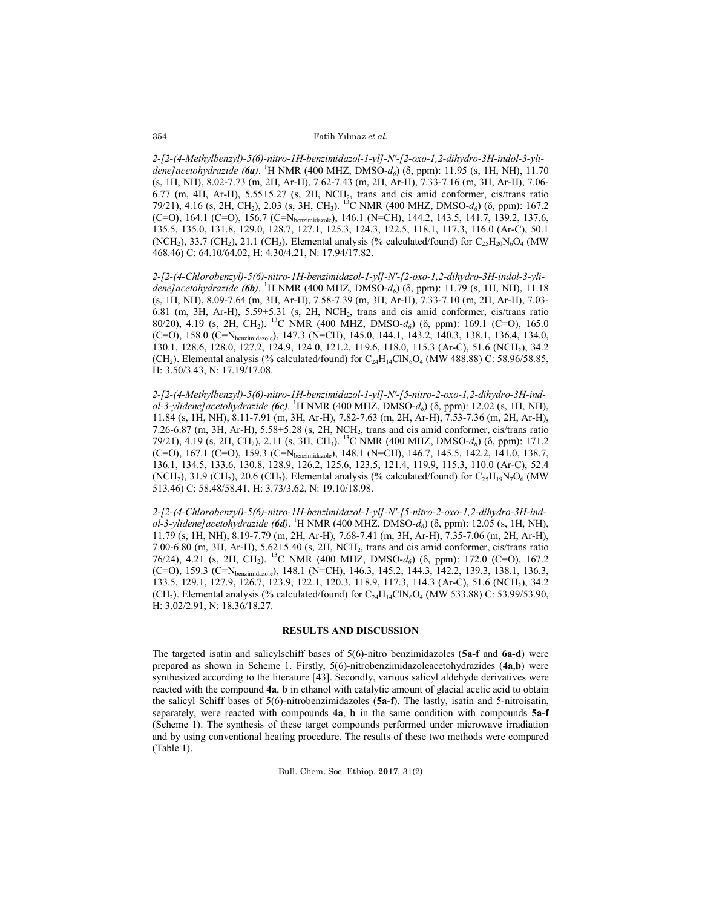*2-[2-(4-Methylbenzyl)-5(6)-nitro-1H-benzimidazol-1-yl]-N′-[2-oxo-1,2-dihydro-3H-indol-3-ylidene]acetohydrazide (**6a**)*. $^{1}$H NMR (400 MHZ, DMSO-$d_6$) (δ, ppm): 11.95 (s, 1H, NH), 11.70 (s, 1H, NH), 8.02-7.73 (m, 2H, Ar-H), 7.62-7.43 (m, 2H, Ar-H), 7.33-7.16 (m, 3H, Ar-H), 7.06-6.77 (m, 4H, Ar-H), 5.55+5.27 (s, 2H, $NCH_2$, trans and cis amid conformer, cis/trans ratio 79/21), 4.16 (s, 2H, $CH_2$), 2.03 (s, 3H, $CH_3$). $^{13}$C NMR (400 MHZ, DMSO-$d_6$) (δ, ppm): 167.2 (C=O), 164.1 (C=O), 156.7 (C=N$_{benzimidazole}$), 146.1 (N=CH), 144.2, 143.5, 141.7, 139.2, 137.6, 135.5, 135.0, 131.8, 129.0, 128.7, 127.1, 125.3, 124.3, 122.5, 118.1, 117.3, 116.0 (Ar-C), 50.1 ($NCH_2$), 33.7 ($CH_2$), 21.1 ($CH_3$). Elemental analysis (% calculated/found) for $C_{25}H_{20}N_6O_4$ (MW 468.46) C: 64.10/64.02, H: 4.30/4.21, N: 17.94/17.82.

*2-[2-(4-Chlorobenzyl)-5(6)-nitro-1H-benzimidazol-1-yl]-N′-[2-oxo-1,2-dihydro-3H-indol-3-ylidene]acetohydrazide (**6b**)*. $^{1}$H NMR (400 MHZ, DMSO-$d_6$) (δ, ppm): 11.79 (s, 1H, NH), 11.18 (s, 1H, NH), 8.09-7.64 (m, 3H, Ar-H), 7.58-7.39 (m, 3H, Ar-H), 7.33-7.10 (m, 2H, Ar-H), 7.03-6.81 (m, 3H, Ar-H), 5.59+5.31 (s, 2H, $NCH_2$, trans and cis amid conformer, cis/trans ratio 80/20), 4.19 (s, 2H, $CH_2$). $^{13}$C NMR (400 MHZ, DMSO-$d_6$) (δ, ppm): 169.1 (C=O), 165.0 (C=O), 158.0 (C=N$_{benzimidazole}$), 147.3 (N=CH), 145.0, 144.1, 143.2, 140.3, 138.1, 136.4, 134.0, 130.1, 128.6, 128.0, 127.2, 124.9, 124.0, 121.2, 119.6, 118.0, 115.3 (Ar-C), 51.6 ($NCH_2$), 34.2 ($CH_2$). Elemental analysis (% calculated/found) for $C_{24}H_{14}ClN_6O_4$ (MW 488.88) C: 58.96/58.85, H: 3.50/3.43, N: 17.19/17.08.

*2-[2-(4-Methylbenzyl)-5(6)-nitro-1H-benzimidazol-1-yl]-N′-[5-nitro-2-oxo-1,2-dihydro-3H-indol-3-ylidene]acetohydrazide (**6c**)*. $^{1}$H NMR (400 MHZ, DMSO-$d_6$) (δ, ppm): 12.02 (s, 1H, NH), 11.84 (s, 1H, NH), 8.11-7.91 (m, 3H, Ar-H), 7.82-7.63 (m, 2H, Ar-H), 7.53-7.36 (m, 2H, Ar-H), 7.26-6.87 (m, 3H, Ar-H), 5.58+5.28 (s, 2H, $NCH_2$, trans and cis amid conformer, cis/trans ratio 79/21), 4.19 (s, 2H, $CH_2$), 2.11 (s, 3H, $CH_3$). $^{13}$C NMR (400 MHZ, DMSO-$d_6$) (δ, ppm): 171.2 (C=O), 167.1 (C=O), 159.3 (C=N$_{benzimidazole}$), 148.1 (N=CH), 146.7, 145.5, 142.2, 141.0, 138.7, 136.1, 134.5, 133.6, 130.8, 128.9, 126.2, 125.6, 123.5, 121.4, 119.9, 115.3, 110.0 (Ar-C), 52.4 ($NCH_2$), 31.9 ($CH_2$), 20.6 ($CH_3$). Elemental analysis (% calculated/found) for $C_{25}H_{19}N_7O_6$ (MW 513.46) C: 58.48/58.41, H: 3.73/3.62, N: 19.10/18.98.

*2-[2-(4-Chlorobenzyl)-5(6)-nitro-1H-benzimidazol-1-yl]-N′-[5-nitro-2-oxo-1,2-dihydro-3H-indol-3-ylidene]acetohydrazide (**6d**)*. $^{1}$H NMR (400 MHZ, DMSO-$d_6$) (δ, ppm): 12.05 (s, 1H, NH), 11.79 (s, 1H, NH), 8.19-7.79 (m, 2H, Ar-H), 7.68-7.41 (m, 3H, Ar-H), 7.35-7.06 (m, 2H, Ar-H), 7.00-6.80 (m, 3H, Ar-H), 5.62+5.40 (s, 2H, $NCH_2$, trans and cis amid conformer, cis/trans ratio 76/24), 4.21 (s, 2H, $CH_2$). $^{13}$C NMR (400 MHZ, DMSO-$d_6$) (δ, ppm): 172.0 (C=O), 167.2 (C=O), 159.3 (C=N$_{benzimidazole}$), 148.1 (N=CH), 146.3, 145.2, 144.3, 142.2, 139.3, 138.1, 136.3, 133.5, 129.1, 127.9, 126.7, 123.9, 122.1, 120.3, 118.9, 117.3, 114.3 (Ar-C), 51.6 ($NCH_2$), 34.2 ($CH_2$). Elemental analysis (% calculated/found) for $C_{24}H_{14}ClN_6O_4$ (MW 533.88) C: 53.99/53.90, H: 3.02/2.91, N: 18.36/18.27.

## RESULTS AND DISCUSSION

The targeted isatin and salicylschiff bases of 5(6)-nitro benzimidazoles (**5a-f** and **6a-d**) were prepared as shown in Scheme 1. Firstly, 5(6)-nitrobenzimidazoleacetohydrazides (**4a**,**b**) were synthesized according to the literature [43]. Secondly, various salicyl aldehyde derivatives were reacted with the compound **4a**, **b** in ethanol with catalytic amount of glacial acetic acid to obtain the salicyl Schiff bases of 5(6)-nitrobenzimidazoles (**5a-f**). The lastly, isatin and 5-nitroisatin, separately, were reacted with compounds **4a**, **b** in the same condition with compounds **5a-f** (Scheme 1). The synthesis of these target compounds performed under microwave irradiation and by using conventional heating procedure. The results of these two methods were compared (Table 1).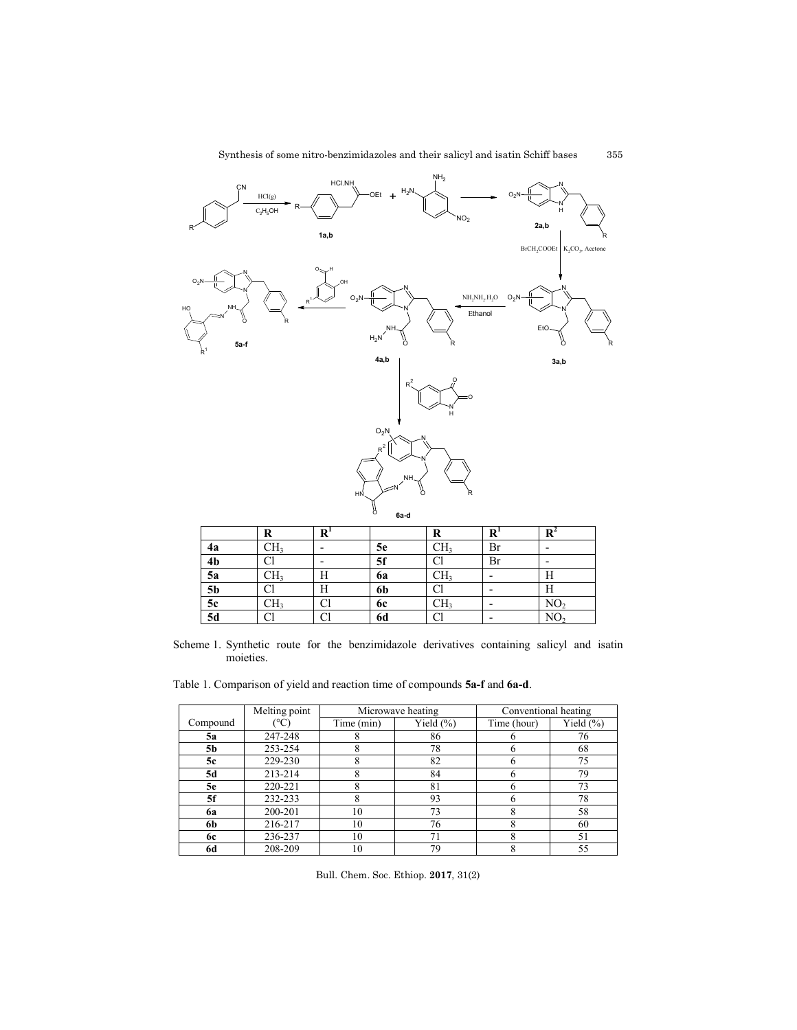| | R | $R^1$ | | R | $R^1$ | $R^2$ |
|---|---|---|---|---|---|---|
| **4a** | $CH_3$ | - | **5e** | $CH_3$ | Br | - |
| **4b** | Cl | - | **5f** | Cl | Br | - |
| **5a** | $CH_3$ | H | **6a** | $CH_3$ | - | H |
| **5b** | Cl | H | **6b** | Cl | - | H |
| **5c** | $CH_3$ | Cl | **6c** | $CH_3$ | - | $NO_2$ |
| **5d** | Cl | Cl | **6d** | Cl | - | $NO_2$ |

Scheme 1. Synthetic route for the benzimidazole derivatives containing salicyl and isatin moieties.

Table 1. Comparison of yield and reaction time of compounds **5a-f** and **6a-d**.

| Compound | Melting point (°C) | Microwave heating | | Conventional heating | |
|---|---|---|---|---|---|
| | | Time (min) | Yield (%) | Time (hour) | Yield (%) |
| **5a** | 247-248 | 8 | 86 | 6 | 76 |
| **5b** | 253-254 | 8 | 78 | 6 | 68 |
| **5c** | 229-230 | 8 | 82 | 6 | 75 |
| **5d** | 213-214 | 8 | 84 | 6 | 79 |
| **5e** | 220-221 | 8 | 81 | 6 | 73 |
| **5f** | 232-233 | 8 | 93 | 6 | 78 |
| **6a** | 200-201 | 10 | 73 | 8 | 58 |
| **6b** | 216-217 | 10 | 76 | 8 | 60 |
| **6c** | 236-237 | 10 | 71 | 8 | 51 |
| **6d** | 208-209 | 10 | 79 | 8 | 55 |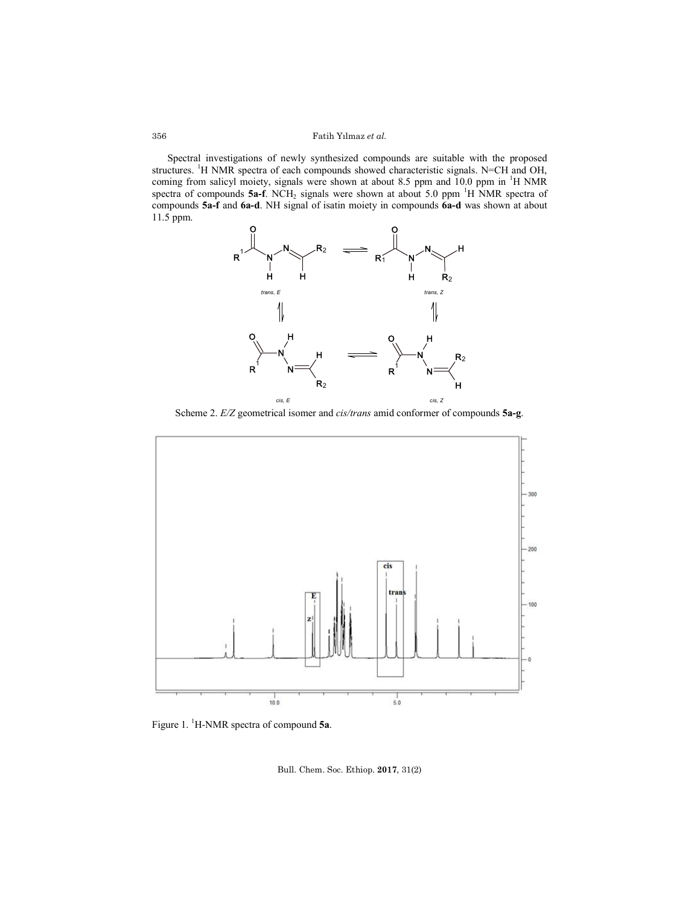Spectral investigations of newly synthesized compounds are suitable with the proposed structures. $^1$H NMR spectra of each compounds showed characteristic signals. N=CH and OH, coming from salicyl moiety, signals were shown at about 8.5 ppm and 10.0 ppm in $^1$H NMR spectra of compounds **5a-f**. $NCH_2$ signals were shown at about 5.0 ppm $^1$H NMR spectra of compounds **5a-f** and **6a-d**. NH signal of isatin moiety in compounds **6a-d** was shown at about 11.5 ppm.

Scheme 2. *E/Z* geometrical isomer and *cis/trans* amid conformer of compounds **5a-g**.

Figure 1. $^1$H-NMR spectra of compound **5a**.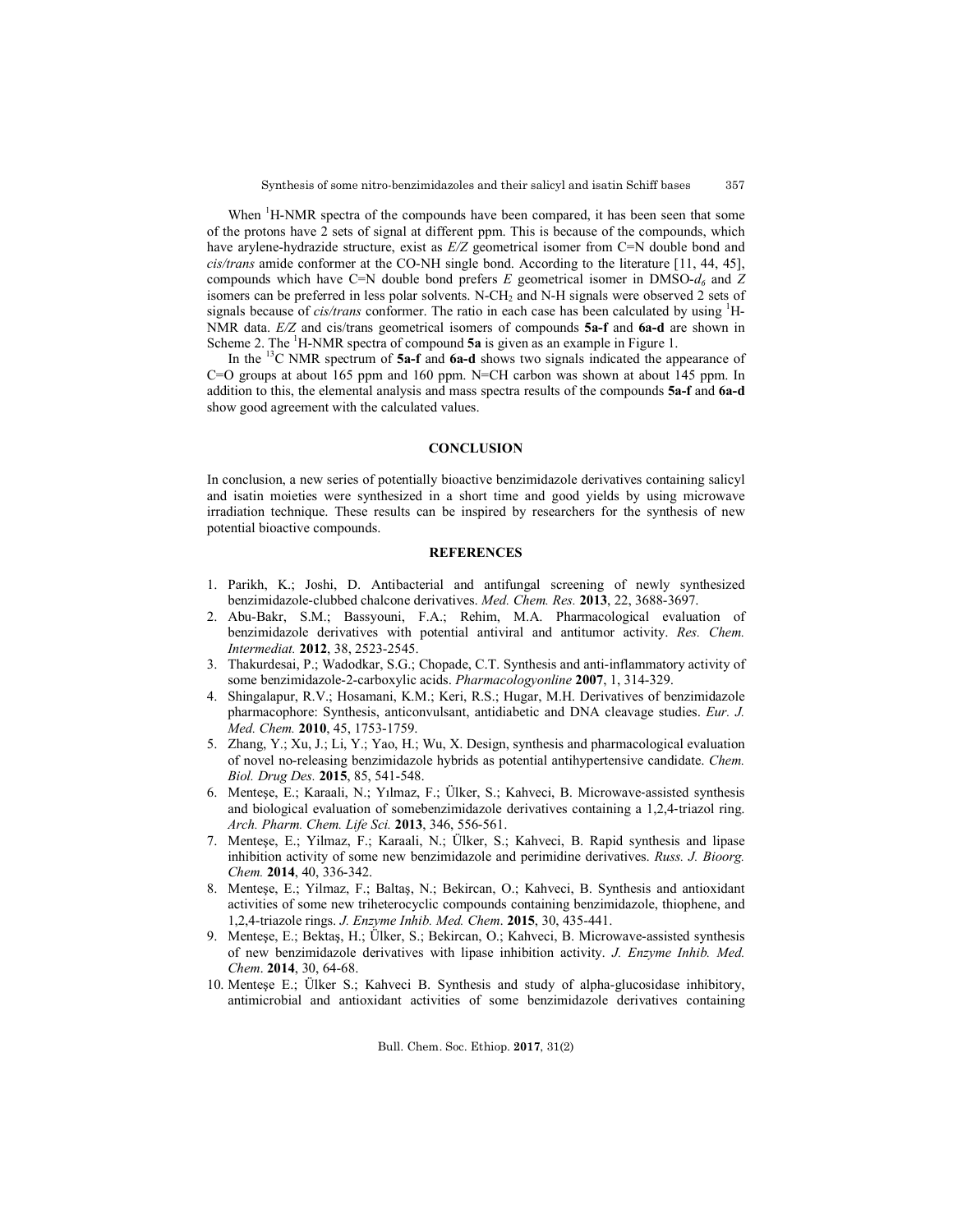When $^1$H-NMR spectra of the compounds have been compared, it has been seen that some of the protons have 2 sets of signal at different ppm. This is because of the compounds, which have arylene-hydrazide structure, exist as *E/Z* geometrical isomer from C=N double bond and *cis/trans* amide conformer at the CO-NH single bond. According to the literature [11, 44, 45], compounds which have C=N double bond prefers *E* geometrical isomer in DMSO-$d_6$ and *Z* isomers can be preferred in less polar solvents. N-$CH_2$ and N-H signals were observed 2 sets of signals because of *cis/trans* conformer. The ratio in each case has been calculated by using $^1$H-NMR data. *E/Z* and cis/trans geometrical isomers of compounds **5a-f** and **6a-d** are shown in Scheme 2. The $^1$H-NMR spectra of compound **5a** is given as an example in Figure 1.

In the $^{13}$C NMR spectrum of **5a-f** and **6a-d** shows two signals indicated the appearance of C=O groups at about 165 ppm and 160 ppm. N=CH carbon was shown at about 145 ppm. In addition to this, the elemental analysis and mass spectra results of the compounds **5a-f** and **6a-d** show good agreement with the calculated values.

## CONCLUSION

In conclusion, a new series of potentially bioactive benzimidazole derivatives containing salicyl and isatin moieties were synthesized in a short time and good yields by using microwave irradiation technique. These results can be inspired by researchers for the synthesis of new potential bioactive compounds.

## REFERENCES

1. Parikh, K.; Joshi, D. Antibacterial and antifungal screening of newly synthesized benzimidazole-clubbed chalcone derivatives. *Med. Chem. Res.* **2013**, 22, 3688-3697.
2. Abu-Bakr, S.M.; Bassyouni, F.A.; Rehim, M.A. Pharmacological evaluation of benzimidazole derivatives with potential antiviral and antitumor activity. *Res. Chem. Intermediat.* **2012**, 38, 2523-2545.
3. Thakurdesai, P.; Wadodkar, S.G.; Chopade, C.T. Synthesis and anti-inflammatory activity of some benzimidazole-2-carboxylic acids. *Pharmacologyonline* **2007**, 1, 314-329.
4. Shingalapur, R.V.; Hosamani, K.M.; Keri, R.S.; Hugar, M.H. Derivatives of benzimidazole pharmacophore: Synthesis, anticonvulsant, antidiabetic and DNA cleavage studies. *Eur. J. Med. Chem.* **2010**, 45, 1753-1759.
5. Zhang, Y.; Xu, J.; Li, Y.; Yao, H.; Wu, X. Design, synthesis and pharmacological evaluation of novel no-releasing benzimidazole hybrids as potential antihypertensive candidate. *Chem. Biol. Drug Des.* **2015**, 85, 541-548.
6. Menteşe, E.; Karaali, N.; Yılmaz, F.; Ülker, S.; Kahveci, B. Microwave-assisted synthesis and biological evaluation of somebenzimidazole derivatives containing a 1,2,4-triazol ring. *Arch. Pharm. Chem. Life Sci.* **2013**, 346, 556-561.
7. Menteşe, E.; Yilmaz, F.; Karaali, N.; Ülker, S.; Kahveci, B. Rapid synthesis and lipase inhibition activity of some new benzimidazole and perimidine derivatives. *Russ. J. Bioorg. Chem.* **2014**, 40, 336-342.
8. Menteşe, E.; Yilmaz, F.; Baltaş, N.; Bekircan, O.; Kahveci, B. Synthesis and antioxidant activities of some new triheterocyclic compounds containing benzimidazole, thiophene, and 1,2,4-triazole rings. *J. Enzyme Inhib. Med. Chem*. **2015**, 30, 435-441.
9. Menteşe, E.; Bektaş, H.; Ülker, S.; Bekircan, O.; Kahveci, B. Microwave-assisted synthesis of new benzimidazole derivatives with lipase inhibition activity. *J. Enzyme Inhib. Med. Chem*. **2014**, 30, 64-68.
10. Menteşe E.; Ülker S.; Kahveci B. Synthesis and study of alpha-glucosidase inhibitory, antimicrobial and antioxidant activities of some benzimidazole derivatives containing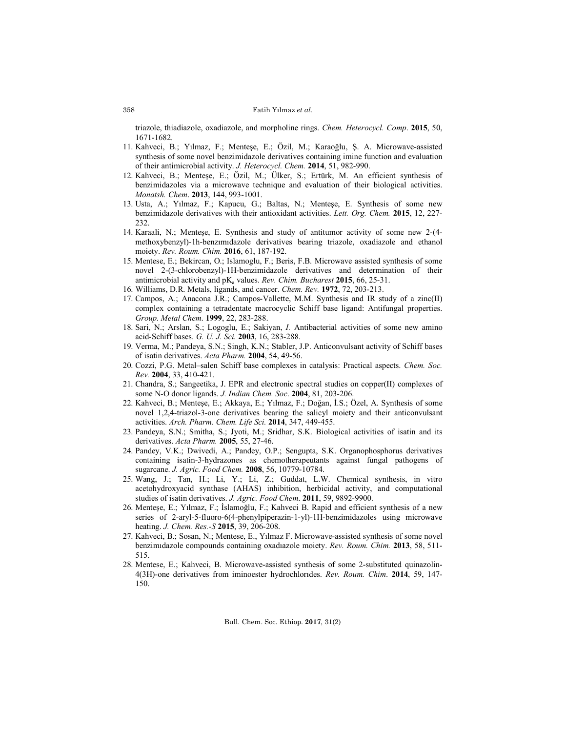triazole, thiadiazole, oxadiazole, and morpholine rings. *Chem. Heterocycl. Comp*. **2015**, 50, 1671-1682.

11. Kahveci, B.; Yılmaz, F.; Menteşe, E.; Özil, M.; Karaoğlu, Ş. A. Microwave-assisted synthesis of some novel benzimidazole derivatives containing imine function and evaluation of their antimicrobial activity. *J. Heterocycl. Chem.* **2014**, 51, 982-990.
12. Kahveci, B.; Menteşe, E.; Özil, M.; Ülker, S.; Ertürk, M. An efficient synthesis of benzimidazoles via a microwave technique and evaluation of their biological activities. *Monatsh. Chem*. **2013**, 144, 993-1001.
13. Usta, A.; Yılmaz, F.; Kapucu, G.; Baltas, N.; Menteşe, E. Synthesis of some new benzimidazole derivatives with their antioxidant activities. *Lett. Org. Chem.* **2015**, 12, 227-232.
14. Karaali, N.; Menteşe, E. Synthesis and study of antitumor activity of some new 2-(4-methoxybenzyl)-1h-benzımıdazole derivatives bearing triazole, oxadiazole and ethanol moiety. *Rev. Roum. Chim.* **2016**, 61, 187-192.
15. Mentese, E.; Bekircan, O.; Islamoglu, F.; Beris, F.B. Microwave assisted synthesis of some novel 2-(3-chlorobenzyl)-1H-benzimidazole derivatives and determination of their antimicrobial activity and $pK_a$ values. *Rev. Chim. Bucharest* **2015**, 66, 25-31.
16. Williams, D.R. Metals, ligands, and cancer. *Chem. Rev.* **1972**, 72, 203-213.
17. Campos, A.; Anacona J.R.; Campos-Vallette, M.M. Synthesis and IR study of a zinc(II) complex containing a tetradentate macrocyclic Schiff base ligand: Antifungal properties. *Group. Metal Chem*. **1999**, 22, 283-288.
18. Sari, N.; Arslan, S.; Logoglu, E.; Sakiyan, *I.* Antibacterial activities of some new amino acid-Schiff bases. *G. U. J. Sci.* **2003**, 16, 283-288.
19. Verma, M.; Pandeya, S.N.; Singh, K.N.; Stabler, J.P. Anticonvulsant activity of Schiff bases of isatin derivatives. *Acta Pharm.* **2004**, 54, 49-56.
20. Cozzi, P.G. Metal–salen Schiff base complexes in catalysis: Practical aspects. *Chem. Soc. Rev.* **2004**, 33, 410-421.
21. Chandra, S.; Sangeetika, J. EPR and electronic spectral studies on copper(II) complexes of some N-O donor ligands. *J. Indian Chem. Soc*. **2004**, 81, 203-206.
22. Kahveci, B.; Menteşe, E.; Akkaya, E.; Yılmaz, F.; Doğan, İ.S.; Özel, A. Synthesis of some novel 1,2,4-triazol-3-one derivatives bearing the salicyl moiety and their anticonvulsant activities. *Arch. Pharm. Chem. Life Sci.* **2014**, 347, 449-455.
23. Pandeya, S.N.; Smitha, S.; Jyoti, M.; Sridhar, S.K. Biological activities of isatin and its derivatives. *Acta Pharm.* **2005**, 55, 27-46.
24. Pandey, V.K.; Dwivedi, A.; Pandey, O.P.; Sengupta, S.K. Organophosphorus derivatives containing isatin-3-hydrazones as chemotherapeutants against fungal pathogens of sugarcane. *J. Agric. Food Chem.* **2008**, 56, 10779-10784.
25. Wang, J.; Tan, H.; Li, Y.; Li, Z.; Guddat, L.W. Chemical synthesis, in vitro acetohydroxyacid synthase (AHAS) inhibition, herbicidal activity, and computational studies of isatin derivatives. *J. Agric. Food Chem*. **2011**, 59, 9892-9900.
26. Menteşe, E.; Yılmaz, F.; İslamoğlu, F.; Kahveci B. Rapid and efficient synthesis of a new series of 2-aryl-5-fluoro-6(4-phenylpiperazin-1-yl)-1H-benzimidazoles using microwave heating. *J. Chem. Res.-S* **2015**, 39, 206-208.
27. Kahveci, B.; Sosan, N.; Mentese, E., Yılmaz F. Microwave-assisted synthesis of some novel benzimıdazole compounds containing oxadıazole moiety. *Rev. Roum. Chim.* **2013**, 58, 511-515.
28. Mentese, E.; Kahveci, B. Microwave-assisted synthesis of some 2-substituted quinazolin-4(3H)-one derivatives from iminoester hydrochlorıdes. *Rev. Roum. Chim*. **2014**, 59, 147-150.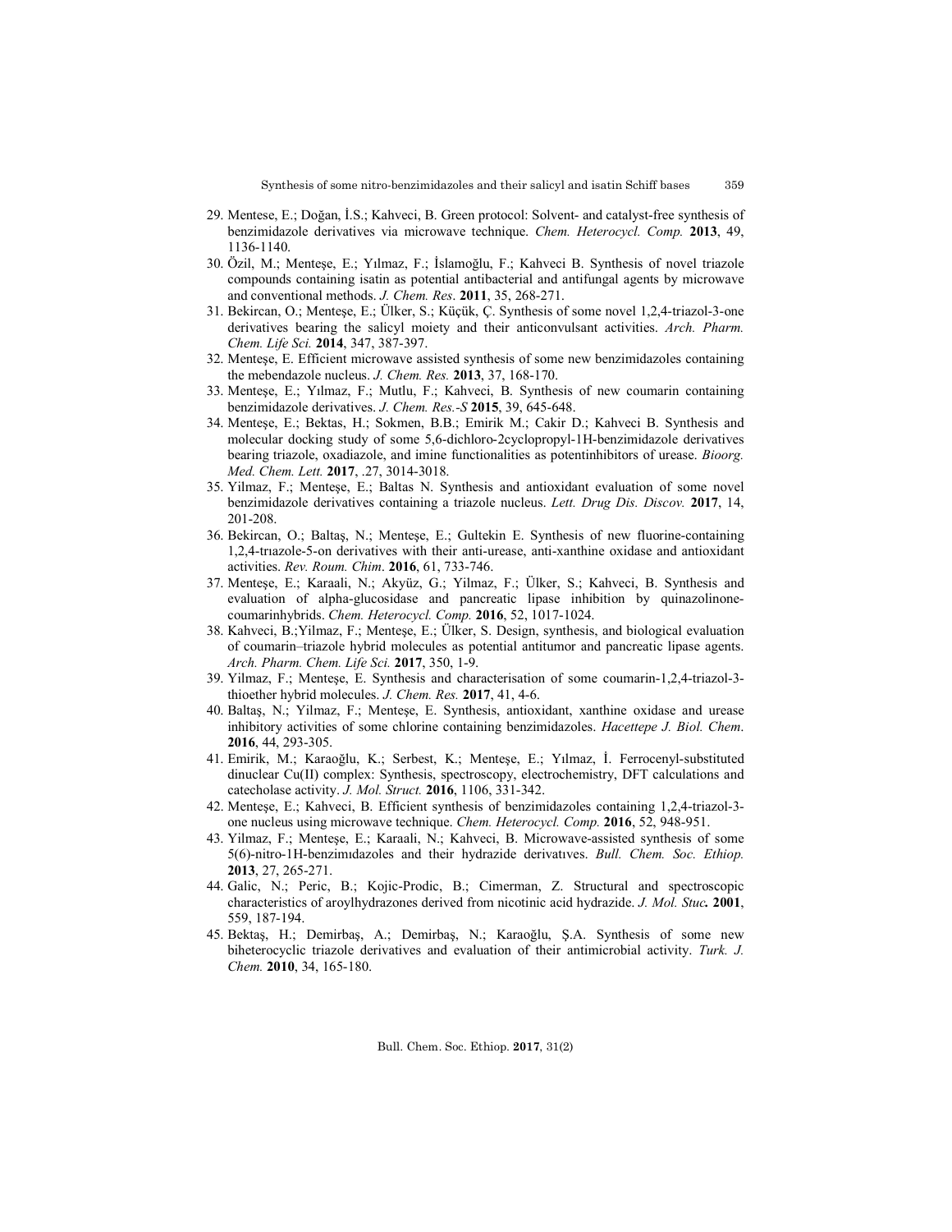29. Mentese, E.; Doğan, İ.S.; Kahveci, B. Green protocol: Solvent- and catalyst-free synthesis of benzimidazole derivatives via microwave technique. *Chem. Heterocycl. Comp.* **2013**, 49, 1136-1140.
30. Özil, M.; Menteşe, E.; Yılmaz, F.; İslamoğlu, F.; Kahveci B. Synthesis of novel triazole compounds containing isatin as potential antibacterial and antifungal agents by microwave and conventional methods. *J. Chem. Res*. **2011**, 35, 268-271.
31. Bekircan, O.; Menteşe, E.; Ülker, S.; Küçük, Ç. Synthesis of some novel 1,2,4-triazol-3-one derivatives bearing the salicyl moiety and their anticonvulsant activities. *Arch. Pharm. Chem. Life Sci.* **2014**, 347, 387-397.
32. Menteşe, E. Efficient microwave assisted synthesis of some new benzimidazoles containing the mebendazole nucleus. *J. Chem. Res.* **2013**, 37, 168-170.
33. Menteşe, E.; Yılmaz, F.; Mutlu, F.; Kahveci, B. Synthesis of new coumarin containing benzimidazole derivatives. *J. Chem. Res.-S* **2015**, 39, 645-648.
34. Menteşe, E.; Bektas, H.; Sokmen, B.B.; Emirik M.; Cakir D.; Kahveci B. Synthesis and molecular docking study of some 5,6-dichloro-2cyclopropyl-1H-benzimidazole derivatives bearing triazole, oxadiazole, and imine functionalities as potentinhibitors of urease. *Bioorg. Med. Chem. Lett.* **2017**, .27, 3014-3018.
35. Yilmaz, F.; Menteşe, E.; Baltas N. Synthesis and antioxidant evaluation of some novel benzimidazole derivatives containing a triazole nucleus. *Lett. Drug Dis. Discov.* **2017**, 14, 201-208.
36. Bekircan, O.; Baltaş, N.; Menteşe, E.; Gultekin E. Synthesis of new fluorine-containing 1,2,4-trıazole-5-on derivatives with their anti-urease, anti-xanthine oxidase and antioxidant activities. *Rev. Roum. Chim*. **2016**, 61, 733-746.
37. Menteşe, E.; Karaali, N.; Akyüz, G.; Yilmaz, F.; Ülker, S.; Kahveci, B. Synthesis and evaluation of alpha-glucosidase and pancreatic lipase inhibition by quinazolinone-coumarinhybrids. *Chem. Heterocycl. Comp.* **2016**, 52, 1017-1024.
38. Kahveci, B.;Yilmaz, F.; Menteşe, E.; Ülker, S. Design, synthesis, and biological evaluation of coumarin–triazole hybrid molecules as potential antitumor and pancreatic lipase agents. *Arch. Pharm. Chem. Life Sci.* **2017**, 350, 1-9.
39. Yilmaz, F.; Menteşe, E. Synthesis and characterisation of some coumarin-1,2,4-triazol-3-thioether hybrid molecules. *J. Chem. Res.* **2017**, 41, 4-6.
40. Baltaş, N.; Yilmaz, F.; Menteşe, E. Synthesis, antioxidant, xanthine oxidase and urease inhibitory activities of some chlorine containing benzimidazoles. *Hacettepe J. Biol. Chem*. **2016**, 44, 293-305.
41. Emirik, M.; Karaoğlu, K.; Serbest, K.; Menteşe, E.; Yılmaz, İ. Ferrocenyl-substituted dinuclear Cu(II) complex: Synthesis, spectroscopy, electrochemistry, DFT calculations and catecholase activity. *J. Mol. Struct.* **2016**, 1106, 331-342.
42. Menteşe, E.; Kahveci, B. Efficient synthesis of benzimidazoles containing 1,2,4-triazol-3-one nucleus using microwave technique. *Chem. Heterocycl. Comp.* **2016**, 52, 948-951.
43. Yilmaz, F.; Menteşe, E.; Karaali, N.; Kahveci, B. Microwave-assisted synthesis of some 5(6)-nitro-1H-benzimıdazoles and their hydrazide derivatıves. *Bull. Chem. Soc. Ethiop.* **2013**, 27, 265-271.
44. Galic, N.; Peric, B.; Kojic-Prodic, B.; Cimerman, Z. Structural and spectroscopic characteristics of aroylhydrazones derived from nicotinic acid hydrazide. *J. Mol. Stuc.* **2001**, 559, 187-194.
45. Bektaş, H.; Demirbaş, A.; Demirbaş, N.; Karaoğlu, Ş.A. Synthesis of some new biheterocyclic triazole derivatives and evaluation of their antimicrobial activity. *Turk. J. Chem.* **2010**, 34, 165-180.